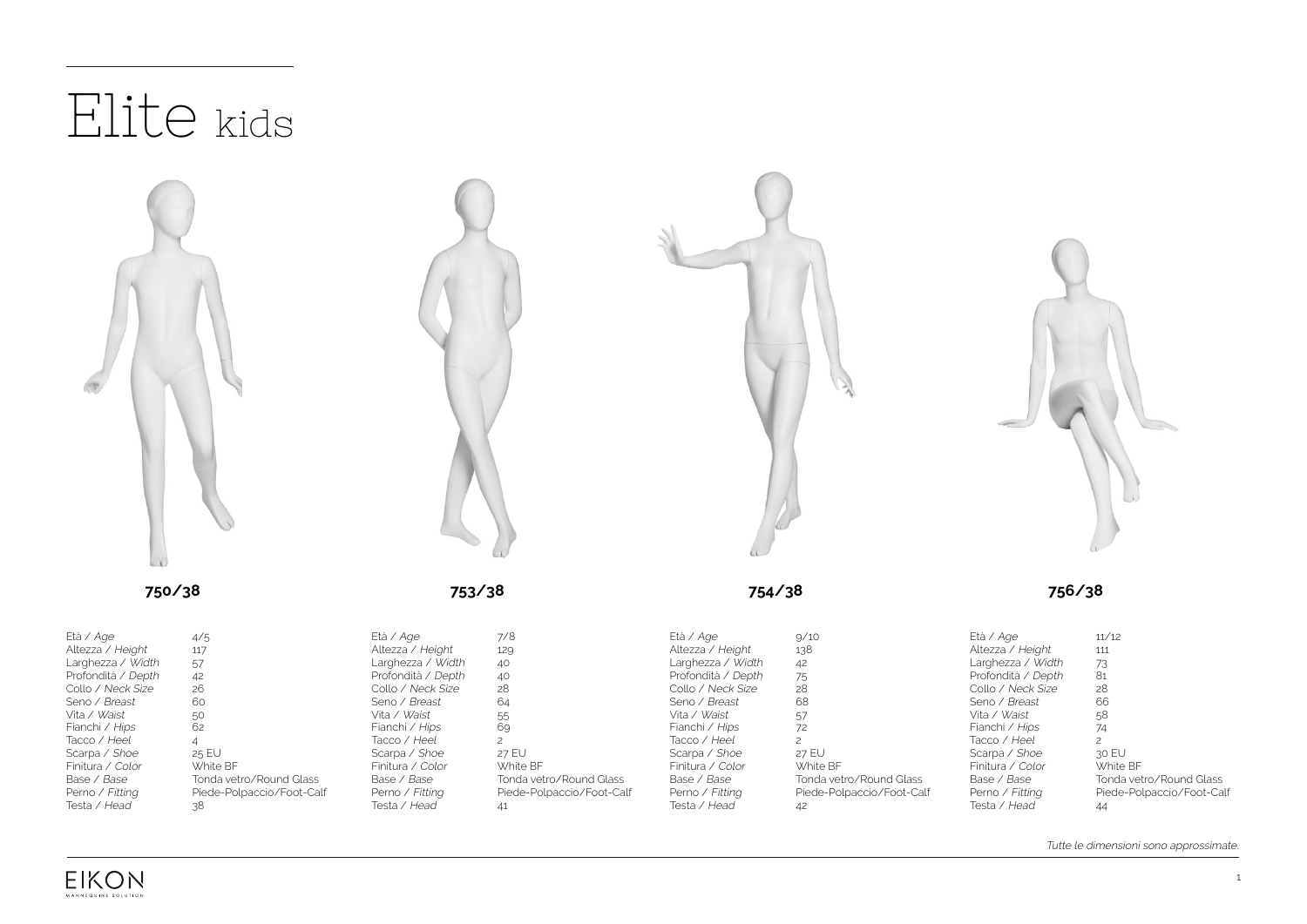# Elite kids

| | 750/38 | 753/38 | 754/38 | 756/38 |
|---|---|---|---|---|
| Età / *Age* | 4/5 | 7/8 | 9/10 | 11/12 |
| Altezza / *Height* | 117 | 129 | 138 | 111 |
| Larghezza / *Width* | 57 | 40 | 42 | 73 |
| Profondità / *Depth* | 42 | 40 | 75 | 81 |
| Collo / *Neck Size* | 26 | 28 | 28 | 28 |
| Seno / *Breast* | 60 | 64 | 68 | 66 |
| Vita / *Waist* | 50 | 55 | 57 | 58 |
| Fianchi / *Hips* | 62 | 69 | 72 | 74 |
| Tacco / *Heel* | 4 | 2 | 2 | 2 |
| Scarpa / *Shoe* | 25 EU | 27 EU | 27 EU | 30 EU |
| Finitura / *Color* | White BF | White BF | White BF | White BF |
| Base / *Base* | Tonda vetro/Round Glass | Tonda vetro/Round Glass | Tonda vetro/Round Glass | Tonda vetro/Round Glass |
| Perno / *Fitting* | Piede-Polpaccio/Foot-Calf | Piede-Polpaccio/Foot-Calf | Piede-Polpaccio/Foot-Calf | Piede-Polpaccio/Foot-Calf |
| Testa / *Head* | 38 | 41 | 42 | 44 |

*Tutte le dimensioni sono approssimate.*

EIKON
MANNEQUINS SOLUTION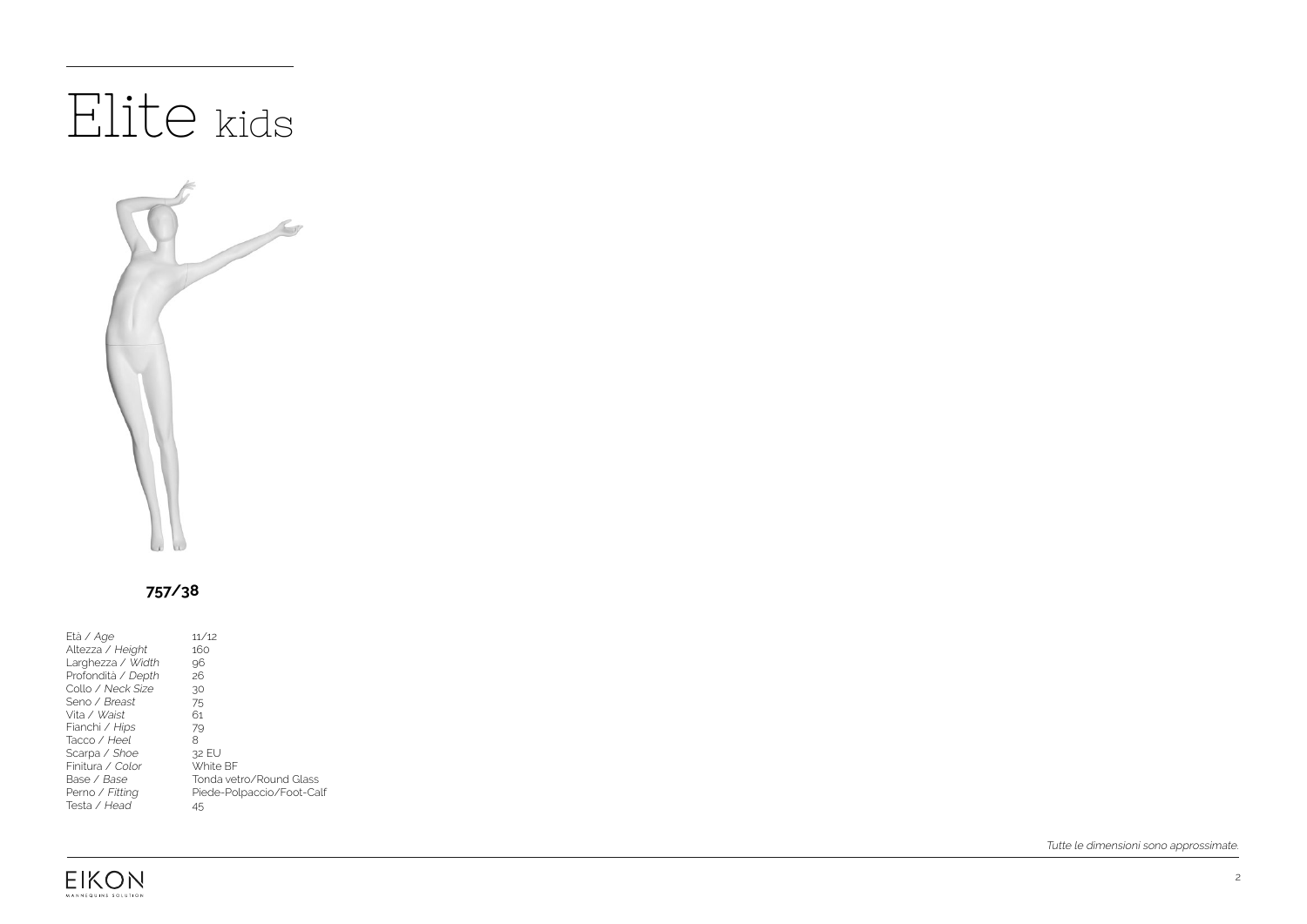# Elite kids

**757/38**

| | |
|---|---|
| Età / *Age* | 11/12 |
| Altezza / *Height* | 160 |
| Larghezza / *Width* | 96 |
| Profondità / *Depth* | 26 |
| Collo / *Neck Size* | 30 |
| Seno / *Breast* | 75 |
| Vita / *Waist* | 61 |
| Fianchi / *Hips* | 79 |
| Tacco / *Heel* | 8 |
| Scarpa / *Shoe* | 32 EU |
| Finitura / *Color* | White BF |
| Base / *Base* | Tonda vetro/Round Glass |
| Perno / *Fitting* | Piede-Polpaccio/Foot-Calf |
| Testa / *Head* | 45 |

*Tutte le dimensioni sono approssimate.*

EIKON
MANNEQUINS SOLUTION